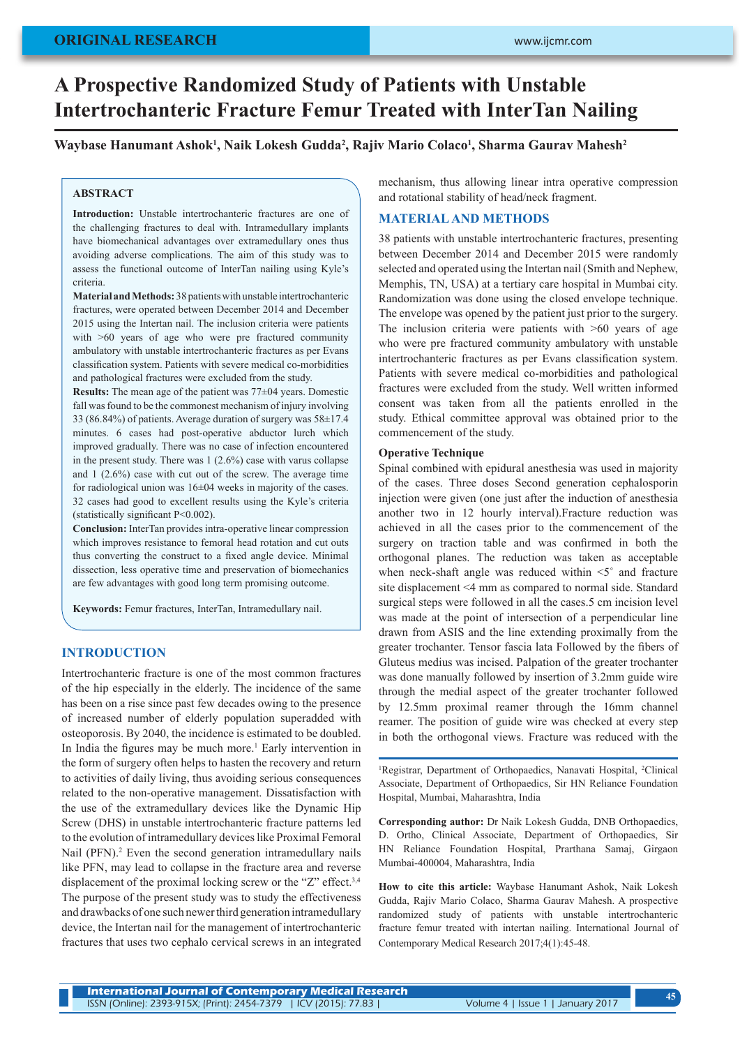ORIGINAL RESEARCH

# A Prospective Randomized Study of Patients with Unstable Intertrochanteric Fracture Femur Treated with InterTan Nailing

**Waybase Hanumant Ashok[1], Naik Lokesh Gudda[2], Rajiv Mario Colaco[1], Sharma Gaurav Mahesh[2]**

## ABSTRACT

**Introduction:** Unstable intertrochanteric fractures are one of the challenging fractures to deal with. Intramedullary implants have biomechanical advantages over extramedullary ones thus avoiding adverse complications. The aim of this study was to assess the functional outcome of InterTan nailing using Kyle's criteria.

**Material and Methods:** 38 patients with unstable intertrochanteric fractures, were operated between December 2014 and December 2015 using the Intertan nail. The inclusion criteria were patients with >60 years of age who were pre fractured community ambulatory with unstable intertrochanteric fractures as per Evans classification system. Patients with severe medical co-morbidities and pathological fractures were excluded from the study.

**Results:** The mean age of the patient was 77±04 years. Domestic fall was found to be the commonest mechanism of injury involving 33 (86.84%) of patients. Average duration of surgery was 58±17.4 minutes. 6 cases had post-operative abductor lurch which improved gradually. There was no case of infection encountered in the present study. There was 1 (2.6%) case with varus collapse and 1 (2.6%) case with cut out of the screw. The average time for radiological union was 16±04 weeks in majority of the cases. 32 cases had good to excellent results using the Kyle's criteria (statistically significant P<0.002).

**Conclusion:** InterTan provides intra-operative linear compression which improves resistance to femoral head rotation and cut outs thus converting the construct to a fixed angle device. Minimal dissection, less operative time and preservation of biomechanics are few advantages with good long term promising outcome.

**Keywords:** Femur fractures, InterTan, Intramedullary nail.

## INTRODUCTION

Intertrochanteric fracture is one of the most common fractures of the hip especially in the elderly. The incidence of the same has been on a rise since past few decades owing to the presence of increased number of elderly population superadded with osteoporosis. By 2040, the incidence is estimated to be doubled. In India the figures may be much more.[1] Early intervention in the form of surgery often helps to hasten the recovery and return to activities of daily living, thus avoiding serious consequences related to the non-operative management. Dissatisfaction with the use of the extramedullary devices like the Dynamic Hip Screw (DHS) in unstable intertrochanteric fracture patterns led to the evolution of intramedullary devices like Proximal Femoral Nail (PFN).[2] Even the second generation intramedullary nails like PFN, may lead to collapse in the fracture area and reverse displacement of the proximal locking screw or the "Z" effect.[3,4] The purpose of the present study was to study the effectiveness and drawbacks of one such newer third generation intramedullary device, the Intertan nail for the management of intertrochanteric fractures that uses two cephalo cervical screws in an integrated mechanism, thus allowing linear intra operative compression and rotational stability of head/neck fragment.

## MATERIAL AND METHODS

38 patients with unstable intertrochanteric fractures, presenting between December 2014 and December 2015 were randomly selected and operated using the Intertan nail (Smith and Nephew, Memphis, TN, USA) at a tertiary care hospital in Mumbai city. Randomization was done using the closed envelope technique. The envelope was opened by the patient just prior to the surgery. The inclusion criteria were patients with >60 years of age who were pre fractured community ambulatory with unstable intertrochanteric fractures as per Evans classification system. Patients with severe medical co-morbidities and pathological fractures were excluded from the study. Well written informed consent was taken from all the patients enrolled in the study. Ethical committee approval was obtained prior to the commencement of the study.

### Operative Technique

Spinal combined with epidural anesthesia was used in majority of the cases. Three doses Second generation cephalosporin injection were given (one just after the induction of anesthesia another two in 12 hourly interval).Fracture reduction was achieved in all the cases prior to the commencement of the surgery on traction table and was confirmed in both the orthogonal planes. The reduction was taken as acceptable when neck-shaft angle was reduced within <5˚ and fracture site displacement <4 mm as compared to normal side. Standard surgical steps were followed in all the cases.5 cm incision level was made at the point of intersection of a perpendicular line drawn from ASIS and the line extending proximally from the greater trochanter. Tensor fascia lata Followed by the fibers of Gluteus medius was incised. Palpation of the greater trochanter was done manually followed by insertion of 3.2mm guide wire through the medial aspect of the greater trochanter followed by 12.5mm proximal reamer through the 16mm channel reamer. The position of guide wire was checked at every step in both the orthogonal views. Fracture was reduced with the

---

[1]Registrar, Department of Orthopaedics, Nanavati Hospital, [2]Clinical Associate, Department of Orthopaedics, Sir HN Reliance Foundation Hospital, Mumbai, Maharashtra, India

**Corresponding author:** Dr Naik Lokesh Gudda, DNB Orthopaedics, D. Ortho, Clinical Associate, Department of Orthopaedics, Sir HN Reliance Foundation Hospital, Prarthana Samaj, Girgaon Mumbai-400004, Maharashtra, India

**How to cite this article:** Waybase Hanumant Ashok, Naik Lokesh Gudda, Rajiv Mario Colaco, Sharma Gaurav Mahesh. A prospective randomized study of patients with unstable intertrochanteric fracture femur treated with intertan nailing. International Journal of Contemporary Medical Research 2017;4(1):45-48.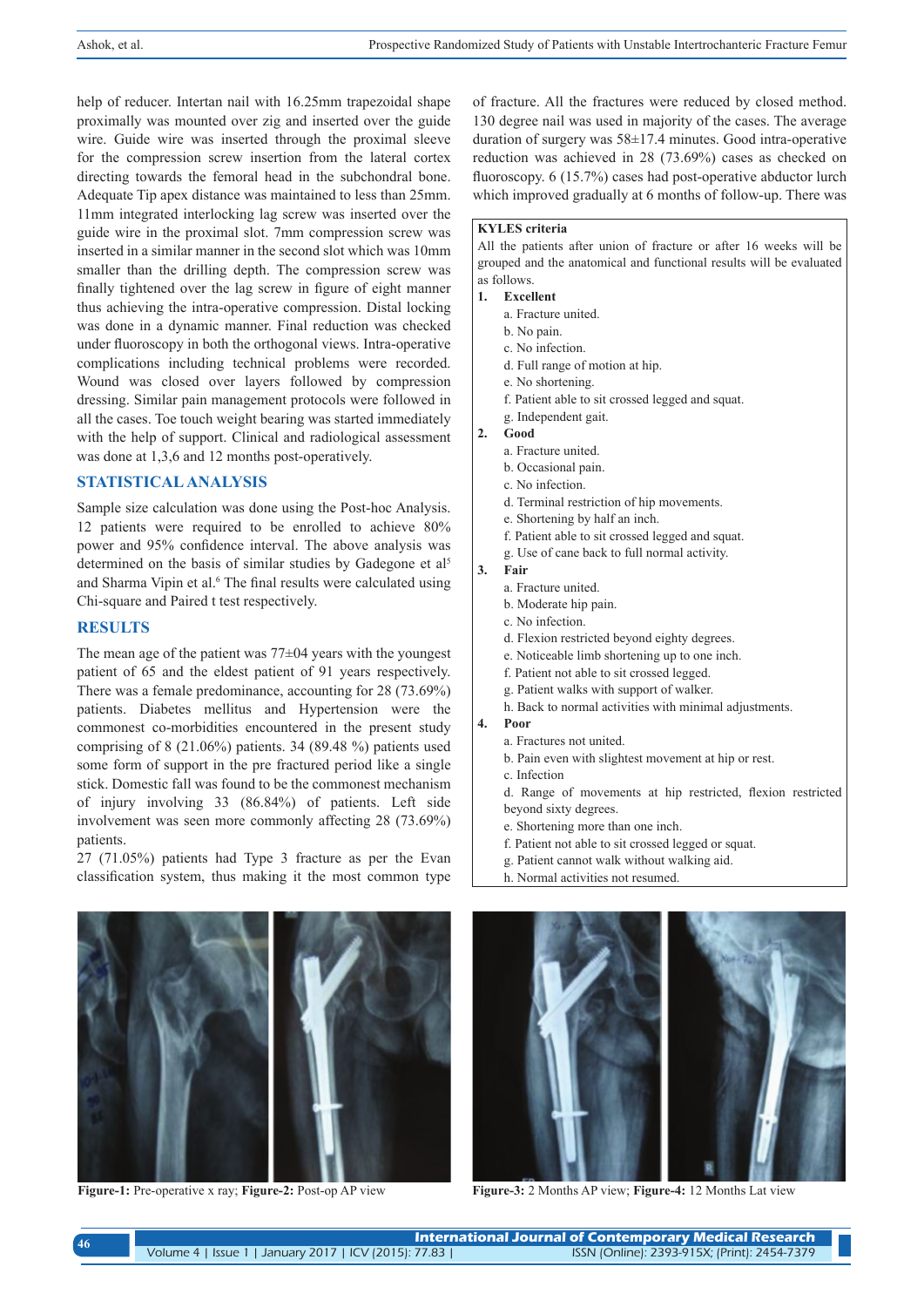help of reducer. Intertan nail with 16.25mm trapezoidal shape proximally was mounted over zig and inserted over the guide wire. Guide wire was inserted through the proximal sleeve for the compression screw insertion from the lateral cortex directing towards the femoral head in the subchondral bone. Adequate Tip apex distance was maintained to less than 25mm. 11mm integrated interlocking lag screw was inserted over the guide wire in the proximal slot. 7mm compression screw was inserted in a similar manner in the second slot which was 10mm smaller than the drilling depth. The compression screw was finally tightened over the lag screw in figure of eight manner thus achieving the intra-operative compression. Distal locking was done in a dynamic manner. Final reduction was checked under fluoroscopy in both the orthogonal views. Intra-operative complications including technical problems were recorded. Wound was closed over layers followed by compression dressing. Similar pain management protocols were followed in all the cases. Toe touch weight bearing was started immediately with the help of support. Clinical and radiological assessment was done at 1,3,6 and 12 months post-operatively.

## STATISTICAL ANALYSIS

Sample size calculation was done using the Post-hoc Analysis. 12 patients were required to be enrolled to achieve 80% power and 95% confidence interval. The above analysis was determined on the basis of similar studies by Gadegone et al[5] and Sharma Vipin et al.[6] The final results were calculated using Chi-square and Paired t test respectively.

## RESULTS

The mean age of the patient was 77±04 years with the youngest patient of 65 and the eldest patient of 91 years respectively. There was a female predominance, accounting for 28 (73.69%) patients. Diabetes mellitus and Hypertension were the commonest co-morbidities encountered in the present study comprising of 8 (21.06%) patients. 34 (89.48 %) patients used some form of support in the pre fractured period like a single stick. Domestic fall was found to be the commonest mechanism of injury involving 33 (86.84%) of patients. Left side involvement was seen more commonly affecting 28 (73.69%) patients.

27 (71.05%) patients had Type 3 fracture as per the Evan classification system, thus making it the most common type of fracture. All the fractures were reduced by closed method. 130 degree nail was used in majority of the cases. The average duration of surgery was 58±17.4 minutes. Good intra-operative reduction was achieved in 28 (73.69%) cases as checked on fluoroscopy. 6 (15.7%) cases had post-operative abductor lurch which improved gradually at 6 months of follow-up. There was

**KYLES criteria**

All the patients after union of fracture or after 16 weeks will be grouped and the anatomical and functional results will be evaluated as follows.

1. **Excellent**
   a. Fracture united.
   b. No pain.
   c. No infection.
   d. Full range of motion at hip.
   e. No shortening.
   f. Patient able to sit crossed legged and squat.
   g. Independent gait.
2. **Good**
   a. Fracture united.
   b. Occasional pain.
   c. No infection.
   d. Terminal restriction of hip movements.
   e. Shortening by half an inch.
   f. Patient able to sit crossed legged and squat.
   g. Use of cane back to full normal activity.
3. **Fair**
   a. Fracture united.
   b. Moderate hip pain.
   c. No infection.
   d. Flexion restricted beyond eighty degrees.
   e. Noticeable limb shortening up to one inch.
   f. Patient not able to sit crossed legged.
   g. Patient walks with support of walker.
   h. Back to normal activities with minimal adjustments.
4. **Poor**
   a. Fractures not united.
   b. Pain even with slightest movement at hip or rest.
   c. Infection
   d. Range of movements at hip restricted, flexion restricted beyond sixty degrees.
   e. Shortening more than one inch.
   f. Patient not able to sit crossed legged or squat.
   g. Patient cannot walk without walking aid.
   h. Normal activities not resumed.

**Figure-1:** Pre-operative x ray; **Figure-2:** Post-op AP view

**Figure-3:** 2 Months AP view; **Figure-4:** 12 Months Lat view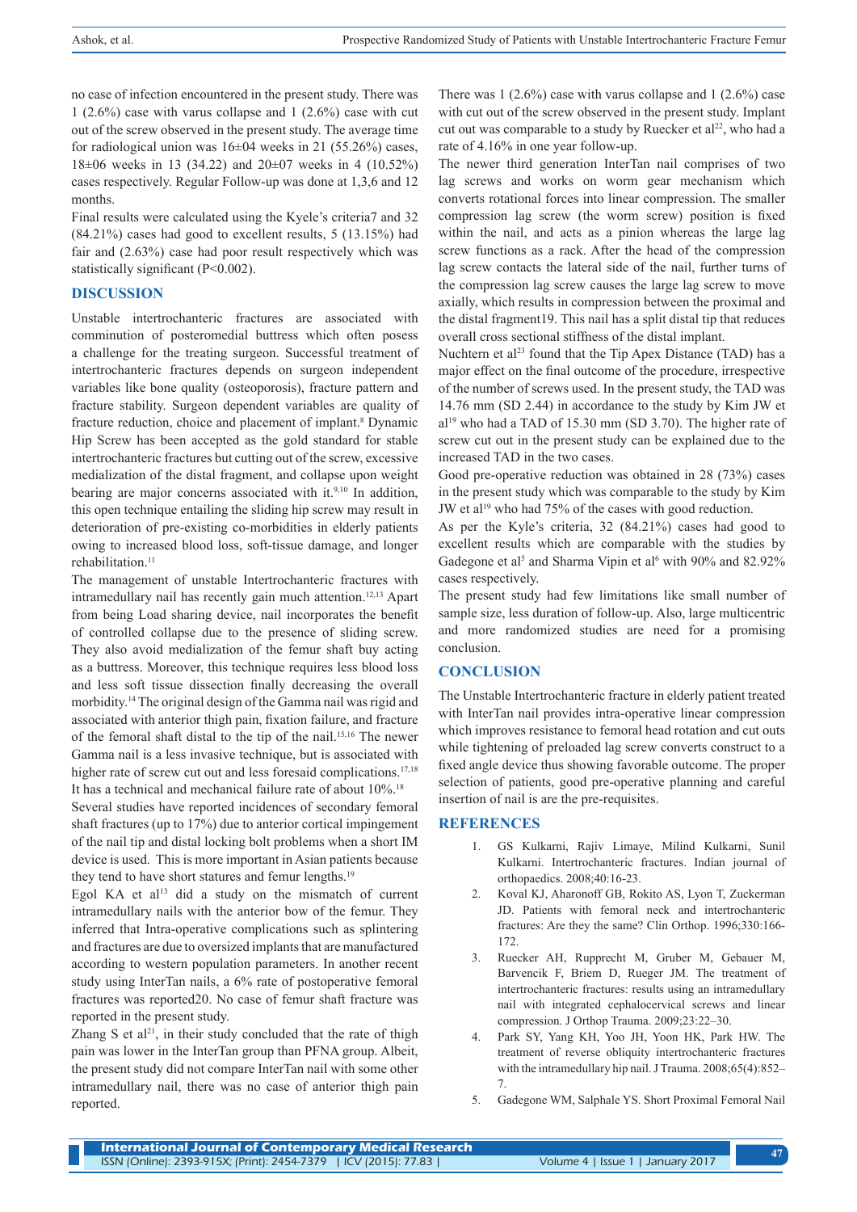no case of infection encountered in the present study. There was 1 (2.6%) case with varus collapse and 1 (2.6%) case with cut out of the screw observed in the present study. The average time for radiological union was 16±04 weeks in 21 (55.26%) cases, 18±06 weeks in 13 (34.22) and 20±07 weeks in 4 (10.52%) cases respectively. Regular Follow-up was done at 1,3,6 and 12 months.

Final results were calculated using the Kyele's criteria7 and 32 (84.21%) cases had good to excellent results, 5 (13.15%) had fair and (2.63%) case had poor result respectively which was statistically significant (P<0.002).

## DISCUSSION

Unstable intertrochanteric fractures are associated with comminution of posteromedial buttress which often posess a challenge for the treating surgeon. Successful treatment of intertrochanteric fractures depends on surgeon independent variables like bone quality (osteoporosis), fracture pattern and fracture stability. Surgeon dependent variables are quality of fracture reduction, choice and placement of implant.[8] Dynamic Hip Screw has been accepted as the gold standard for stable intertrochanteric fractures but cutting out of the screw, excessive medialization of the distal fragment, and collapse upon weight bearing are major concerns associated with it.[9,10] In addition, this open technique entailing the sliding hip screw may result in deterioration of pre-existing co-morbidities in elderly patients owing to increased blood loss, soft-tissue damage, and longer rehabilitation.[11]

The management of unstable Intertrochanteric fractures with intramedullary nail has recently gain much attention.[12,13] Apart from being Load sharing device, nail incorporates the benefit of controlled collapse due to the presence of sliding screw. They also avoid medialization of the femur shaft buy acting as a buttress. Moreover, this technique requires less blood loss and less soft tissue dissection finally decreasing the overall morbidity.[14] The original design of the Gamma nail was rigid and associated with anterior thigh pain, fixation failure, and fracture of the femoral shaft distal to the tip of the nail.[15,16] The newer Gamma nail is a less invasive technique, but is associated with higher rate of screw cut out and less foresaid complications.[17,18] It has a technical and mechanical failure rate of about 10%.[18]

Several studies have reported incidences of secondary femoral shaft fractures (up to 17%) due to anterior cortical impingement of the nail tip and distal locking bolt problems when a short IM device is used. This is more important in Asian patients because they tend to have short statures and femur lengths.[19]

Egol KA et al[13] did a study on the mismatch of current intramedullary nails with the anterior bow of the femur. They inferred that Intra-operative complications such as splintering and fractures are due to oversized implants that are manufactured according to western population parameters. In another recent study using InterTan nails, a 6% rate of postoperative femoral fractures was reported20. No case of femur shaft fracture was reported in the present study.

Zhang S et al[21], in their study concluded that the rate of thigh pain was lower in the InterTan group than PFNA group. Albeit, the present study did not compare InterTan nail with some other intramedullary nail, there was no case of anterior thigh pain reported.

There was 1 (2.6%) case with varus collapse and 1 (2.6%) case with cut out of the screw observed in the present study. Implant cut out was comparable to a study by Ruecker et al[22], who had a rate of 4.16% in one year follow-up.

The newer third generation InterTan nail comprises of two lag screws and works on worm gear mechanism which converts rotational forces into linear compression. The smaller compression lag screw (the worm screw) position is fixed within the nail, and acts as a pinion whereas the large lag screw functions as a rack. After the head of the compression lag screw contacts the lateral side of the nail, further turns of the compression lag screw causes the large lag screw to move axially, which results in compression between the proximal and the distal fragment19. This nail has a split distal tip that reduces overall cross sectional stiffness of the distal implant.

Nuchtern et al[23] found that the Tip Apex Distance (TAD) has a major effect on the final outcome of the procedure, irrespective of the number of screws used. In the present study, the TAD was 14.76 mm (SD 2.44) in accordance to the study by Kim JW et al[19] who had a TAD of 15.30 mm (SD 3.70). The higher rate of screw cut out in the present study can be explained due to the increased TAD in the two cases.

Good pre-operative reduction was obtained in 28 (73%) cases in the present study which was comparable to the study by Kim JW et al[19] who had 75% of the cases with good reduction.

As per the Kyle's criteria, 32 (84.21%) cases had good to excellent results which are comparable with the studies by Gadegone et al[5] and Sharma Vipin et al[6] with 90% and 82.92% cases respectively.

The present study had few limitations like small number of sample size, less duration of follow-up. Also, large multicentric and more randomized studies are need for a promising conclusion.

## CONCLUSION

The Unstable Intertrochanteric fracture in elderly patient treated with InterTan nail provides intra-operative linear compression which improves resistance to femoral head rotation and cut outs while tightening of preloaded lag screw converts construct to a fixed angle device thus showing favorable outcome. The proper selection of patients, good pre-operative planning and careful insertion of nail is are the pre-requisites.

## REFERENCES

1. GS Kulkarni, Rajiv Limaye, Milind Kulkarni, Sunil Kulkarni. Intertrochanteric fractures. Indian journal of orthopaedics. 2008;40:16-23.
2. Koval KJ, Aharonoff GB, Rokito AS, Lyon T, Zuckerman JD. Patients with femoral neck and intertrochanteric fractures: Are they the same? Clin Orthop. 1996;330:166-172.
3. Ruecker AH, Rupprecht M, Gruber M, Gebauer M, Barvencik F, Briem D, Rueger JM. The treatment of intertrochanteric fractures: results using an intramedullary nail with integrated cephalocervical screws and linear compression. J Orthop Trauma. 2009;23:22–30.
4. Park SY, Yang KH, Yoo JH, Yoon HK, Park HW. The treatment of reverse obliquity intertrochanteric fractures with the intramedullary hip nail. J Trauma. 2008;65(4):852–7.
5. Gadegone WM, Salphale YS. Short Proximal Femoral Nail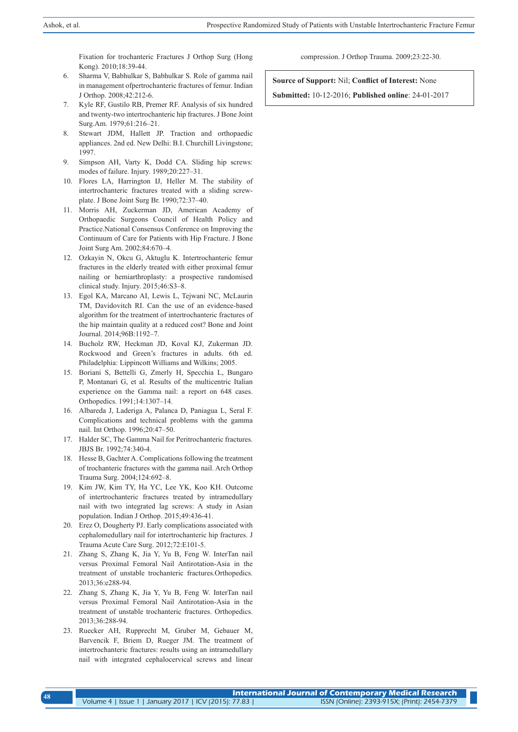Fixation for trochanteric Fractures J Orthop Surg (Hong Kong). 2010;18:39-44.

6. Sharma V, Babhulkar S, Babhulkar S. Role of gamma nail in management ofpertrochanteric fractures of femur. Indian J Orthop. 2008;42:212-6.
7. Kyle RF, Gustilo RB, Premer RF. Analysis of six hundred and twenty-two intertrochanteric hip fractures. J Bone Joint Surg.Am. 1979;61:216–21.
8. Stewart JDM, Hallett JP. Traction and orthopaedic appliances. 2nd ed. New Delhi: B.I. Churchill Livingstone; 1997.
9. Simpson AH, Varty K, Dodd CA. Sliding hip screws: modes of failure. Injury. 1989;20:227–31.
10. Flores LA, Harrington IJ, Heller M. The stability of intertrochanteric fractures treated with a sliding screw-plate. J Bone Joint Surg Br. 1990;72:37–40.
11. Morris AH, Zuckerman JD, American Academy of Orthopaedic Surgeons Council of Health Policy and Practice.National Consensus Conference on Improving the Continuum of Care for Patients with Hip Fracture. J Bone Joint Surg Am. 2002;84:670–4.
12. Ozkayin N, Okcu G, Aktuglu K. Intertrochanteric femur fractures in the elderly treated with either proximal femur nailing or hemiarthroplasty: a prospective randomised clinical study. Injury. 2015;46:S3–8.
13. Egol KA, Marcano AI, Lewis L, Tejwani NC, McLaurin TM, Davidovitch RI. Can the use of an evidence-based algorithm for the treatment of intertrochanteric fractures of the hip maintain quality at a reduced cost? Bone and Joint Journal. 2014;96B:1192–7.
14. Bucholz RW, Heckman JD, Koval KJ, Zukerman JD. Rockwood and Green's fractures in adults. 6th ed. Philadelphia: Lippincott Williams and Wilkins; 2005.
15. Boriani S, Bettelli G, Zmerly H, Specchia L, Bungaro P, Montanari G, et al. Results of the multicentric Italian experience on the Gamma nail: a report on 648 cases. Orthopedics. 1991;14:1307–14.
16. Albareda J, Laderiga A, Palanca D, Paniagua L, Seral F. Complications and technical problems with the gamma nail. Int Orthop. 1996;20:47–50.
17. Halder SC, The Gamma Nail for Peritrochanteric fractures. JBJS Br. 1992;74:340-4.
18. Hesse B, Gachter A. Complications following the treatment of trochanteric fractures with the gamma nail. Arch Orthop Trauma Surg. 2004;124:692–8.
19. Kim JW, Kim TY, Ha YC, Lee YK, Koo KH. Outcome of intertrochanteric fractures treated by intramedullary nail with two integrated lag screws: A study in Asian population. Indian J Orthop. 2015;49:436-41.
20. Erez O, Dougherty PJ. Early complications associated with cephalomedullary nail for intertrochanteric hip fractures. J Trauma Acute Care Surg. 2012;72:E101-5.
21. Zhang S, Zhang K, Jia Y, Yu B, Feng W. InterTan nail versus Proximal Femoral Nail Antirotation-Asia in the treatment of unstable trochanteric fractures.Orthopedics. 2013;36:e288-94.
22. Zhang S, Zhang K, Jia Y, Yu B, Feng W. InterTan nail versus Proximal Femoral Nail Antirotation-Asia in the treatment of unstable trochanteric fractures. Orthopedics. 2013;36:288-94.
23. Ruecker AH, Rupprecht M, Gruber M, Gebauer M, Barvencik F, Briem D, Rueger JM. The treatment of intertrochanteric fractures: results using an intramedullary nail with integrated cephalocervical screws and linear compression. J Orthop Trauma. 2009;23:22-30.

**Source of Support:** Nil; **Conflict of Interest:** None

**Submitted:** 10-12-2016; **Published online**: 24-01-2017